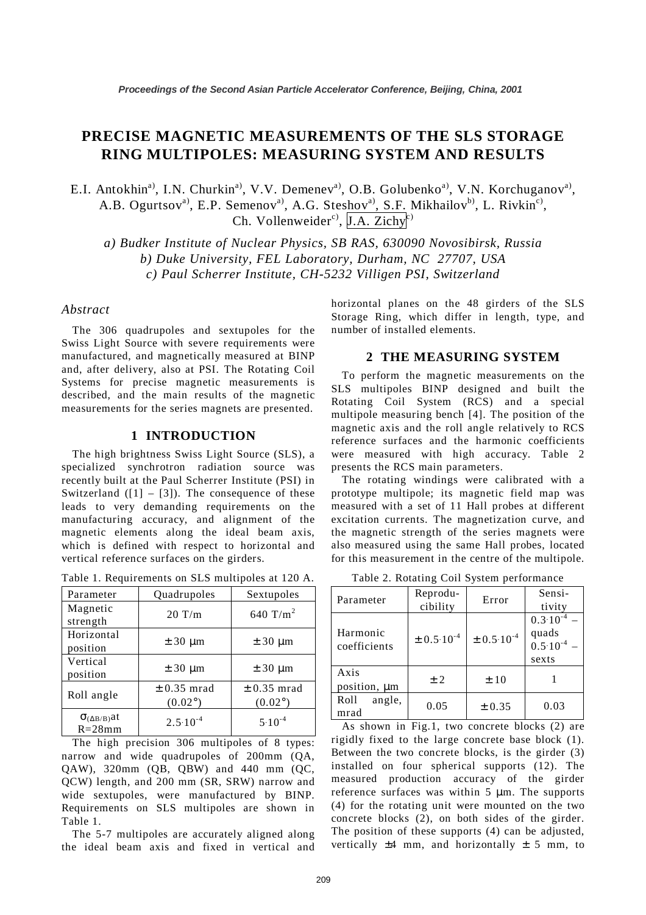# PRECISE MAGNETIC MEASUREMENTS OF THE SLS STORAGE RING MULTIPOLES: MEASURING SYSTEM AND RESULTS

E.I. Antokhin[a)], I.N. Churkin[a)], V.V. Demenev[a)], O.B. Golubenko[a)], V.N. Korchuganov[a)], A.B. Ogurtsov[a)], E.P. Semenov[a)], A.G. Steshov[a)], S.F. Mikhailov[b)], L. Rivkin[c)], Ch. Vollenweider[c)], J.A. Zichy[c)]

*a) Budker Institute of Nuclear Physics, SB RAS, 630090 Novosibirsk, Russia*
*b) Duke University, FEL Laboratory, Durham, NC 27707, USA*
*c) Paul Scherrer Institute, CH-5232 Villigen PSI, Switzerland*

## *Abstract*

The 306 quadrupoles and sextupoles for the Swiss Light Source with severe requirements were manufactured, and magnetically measured at BINP and, after delivery, also at PSI. The Rotating Coil Systems for precise magnetic measurements is described, and the main results of the magnetic measurements for the series magnets are presented.

## 1 INTRODUCTION

The high brightness Swiss Light Source (SLS), a specialized synchrotron radiation source was recently built at the Paul Scherrer Institute (PSI) in Switzerland ([1] – [3]). The consequence of these leads to very demanding requirements on the manufacturing accuracy, and alignment of the magnetic elements along the ideal beam axis, which is defined with respect to horizontal and vertical reference surfaces on the girders.

Table 1. Requirements on SLS multipoles at 120 A.

| Parameter | Quadrupoles | Sextupoles |
|---|---|---|
| Magnetic strength | 20 T/m | 640 T/m$^2$ |
| Horizontal position | ± 30 μm | ± 30 μm |
| Vertical position | ± 30 μm | ± 30 μm |
| Roll angle | ± 0.35 mrad (0.02°) | ± 0.35 mrad (0.02°) |
| $\sigma_{(\Delta B/B)}$ at R=28mm | $2.5 \cdot 10^{-4}$ | $5 \cdot 10^{-4}$ |

The high precision 306 multipoles of 8 types: narrow and wide quadrupoles of 200mm (QA, QAW), 320mm (QB, QBW) and 440 mm (QC, QCW) length, and 200 mm (SR, SRW) narrow and wide sextupoles, were manufactured by BINP. Requirements on SLS multipoles are shown in Table 1.

The 5-7 multipoles are accurately aligned along the ideal beam axis and fixed in vertical and horizontal planes on the 48 girders of the SLS Storage Ring, which differ in length, type, and number of installed elements.

## 2 THE MEASURING SYSTEM

To perform the magnetic measurements on the SLS multipoles BINP designed and built the Rotating Coil System (RCS) and a special multipole measuring bench [4]. The position of the magnetic axis and the roll angle relatively to RCS reference surfaces and the harmonic coefficients were measured with high accuracy. Table 2 presents the RCS main parameters.

The rotating windings were calibrated with a prototype multipole; its magnetic field map was measured with a set of 11 Hall probes at different excitation currents. The magnetization curve, and the magnetic strength of the series magnets were also measured using the same Hall probes, located for this measurement in the centre of the multipole.

Table 2. Rotating Coil System performance

| Parameter | Reproducibility | Error | Sensitivity |
|---|---|---|---|
| Harmonic coefficients | $\pm 0.5 \cdot 10^{-4}$ | $\pm 0.5 \cdot 10^{-4}$ | $0.3 \cdot 10^{-4}$ – quads $0.5 \cdot 10^{-4}$ – sexts |
| Axis position, μm | ± 2 | ± 10 | 1 |
| Roll angle, mrad | 0.05 | ± 0.35 | 0.03 |

As shown in Fig.1, two concrete blocks (2) are rigidly fixed to the large concrete base block (1). Between the two concrete blocks, is the girder (3) installed on four spherical supports (12). The measured production accuracy of the girder reference surfaces was within 5 μm. The supports (4) for the rotating unit were mounted on the two concrete blocks (2), on both sides of the girder. The position of these supports (4) can be adjusted, vertically ±4 mm, and horizontally ± 5 mm, to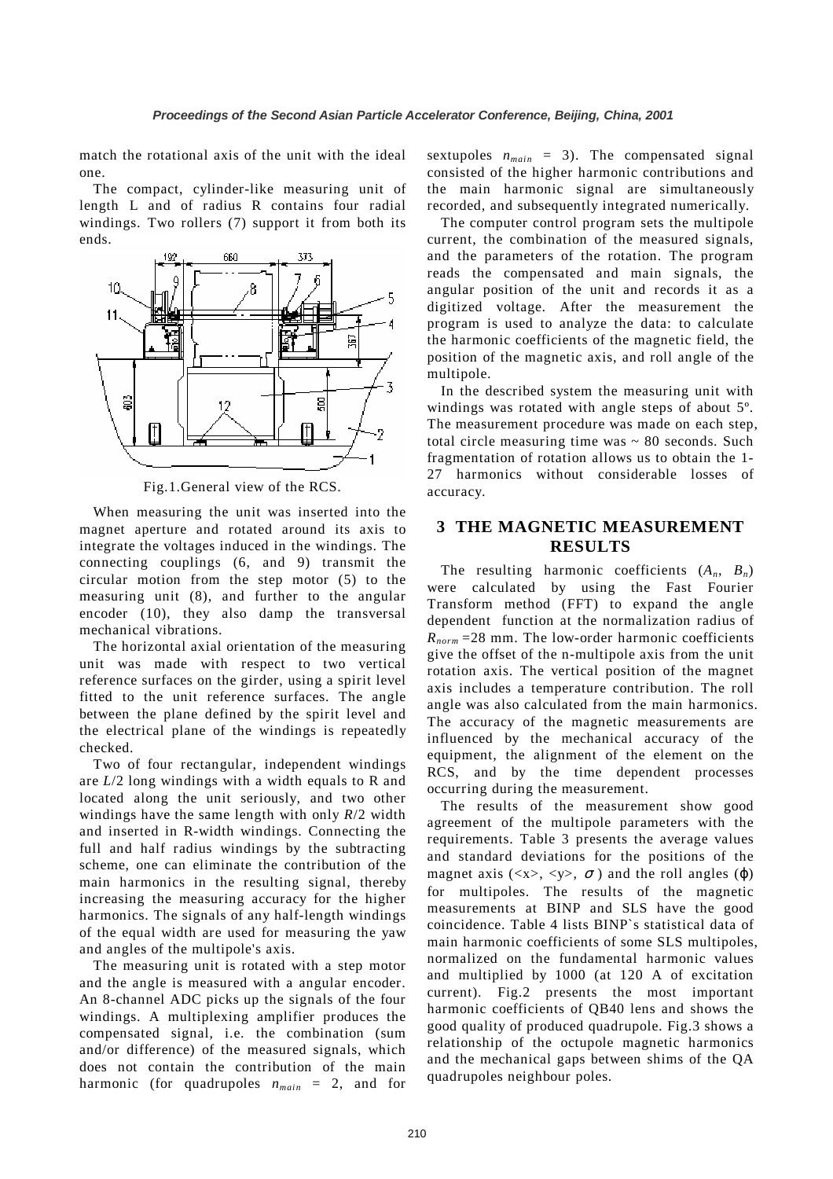match the rotational axis of the unit with the ideal one.

The compact, cylinder-like measuring unit of length L and of radius R contains four radial windings. Two rollers (7) support it from both its ends.

Fig.1.General view of the RCS.

When measuring the unit was inserted into the magnet aperture and rotated around its axis to integrate the voltages induced in the windings. The connecting couplings (6, and 9) transmit the circular motion from the step motor (5) to the measuring unit (8), and further to the angular encoder (10), they also damp the transversal mechanical vibrations.

The horizontal axial orientation of the measuring unit was made with respect to two vertical reference surfaces on the girder, using a spirit level fitted to the unit reference surfaces. The angle between the plane defined by the spirit level and the electrical plane of the windings is repeatedly checked.

Two of four rectangular, independent windings are $L/2$ long windings with a width equals to R and located along the unit seriously, and two other windings have the same length with only $R/2$ width and inserted in R-width windings. Connecting the full and half radius windings by the subtracting scheme, one can eliminate the contribution of the main harmonics in the resulting signal, thereby increasing the measuring accuracy for the higher harmonics. The signals of any half-length windings of the equal width are used for measuring the yaw and angles of the multipole's axis.

The measuring unit is rotated with a step motor and the angle is measured with a angular encoder. An 8-channel ADC picks up the signals of the four windings. A multiplexing amplifier produces the compensated signal, i.e. the combination (sum and/or difference) of the measured signals, which does not contain the contribution of the main harmonic (for quadrupoles $n_{main}$ = 2, and for sextupoles $n_{main}$ = 3). The compensated signal consisted of the higher harmonic contributions and the main harmonic signal are simultaneously recorded, and subsequently integrated numerically.

The computer control program sets the multipole current, the combination of the measured signals, and the parameters of the rotation. The program reads the compensated and main signals, the angular position of the unit and records it as a digitized voltage. After the measurement the program is used to analyze the data: to calculate the harmonic coefficients of the magnetic field, the position of the magnetic axis, and roll angle of the multipole.

In the described system the measuring unit with windings was rotated with angle steps of about 5º. The measurement procedure was made on each step, total circle measuring time was ~ 80 seconds. Such fragmentation of rotation allows us to obtain the 1-27 harmonics without considerable losses of accuracy.

## 3 THE MAGNETIC MEASUREMENT RESULTS

The resulting harmonic coefficients ($A_n$, $B_n$) were calculated by using the Fast Fourier Transform method (FFT) to expand the angle dependent function at the normalization radius of $R_{norm}$ =28 mm. The low-order harmonic coefficients give the offset of the n-multipole axis from the unit rotation axis. The vertical position of the magnet axis includes a temperature contribution. The roll angle was also calculated from the main harmonics. The accuracy of the magnetic measurements are influenced by the mechanical accuracy of the equipment, the alignment of the element on the RCS, and by the time dependent processes occurring during the measurement.

The results of the measurement show good agreement of the multipole parameters with the requirements. Table 3 presents the average values and standard deviations for the positions of the magnet axis ($<x>$, $<y>$, $\sigma$) and the roll angles ($\varphi$) for multipoles. The results of the magnetic measurements at BINP and SLS have the good coincidence. Table 4 lists BINP`s statistical data of main harmonic coefficients of some SLS multipoles, normalized on the fundamental harmonic values and multiplied by 1000 (at 120 A of excitation current). Fig.2 presents the most important harmonic coefficients of QB40 lens and shows the good quality of produced quadrupole. Fig.3 shows a relationship of the octupole magnetic harmonics and the mechanical gaps between shims of the QA quadrupoles neighbour poles.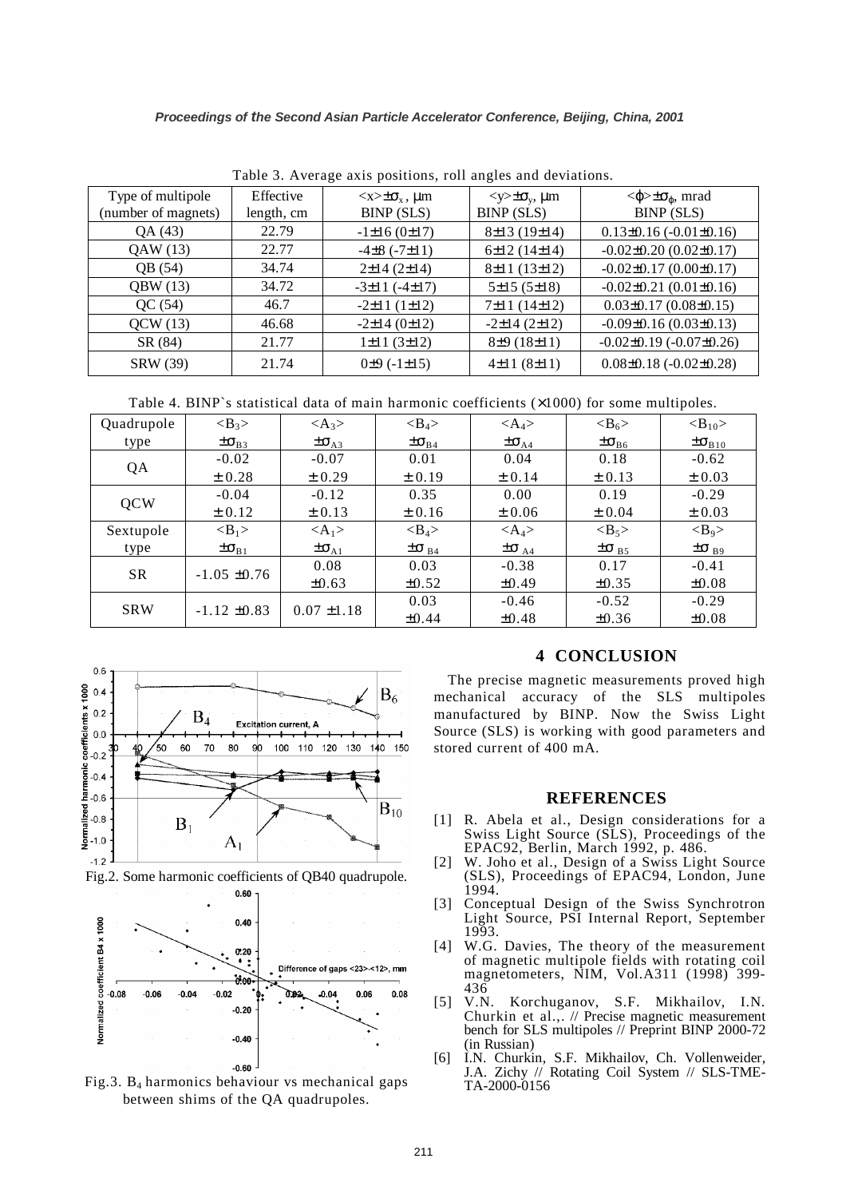Table 3. Average axis positions, roll angles and deviations.

| Type of multipole (number of magnets) | Effective length, cm | $<x>\pm\sigma_x$, μm BINP (SLS) | $<y>\pm\sigma_y$, μm BINP (SLS) | $<\varphi>\pm\sigma_\varphi$, mrad BINP (SLS) |
|---|---|---|---|---|
| QA (43) | 22.79 | -1±16 (0±17) | 8±13 (19±14) | 0.13±0.16 (-0.01±0.16) |
| QAW (13) | 22.77 | -4±8 (-7±11) | 6±12 (14±14) | -0.02±0.20 (0.02±0.17) |
| QB (54) | 34.74 | 2±14 (2±14) | 8±11 (13±12) | -0.02±0.17 (0.00±0.17) |
| QBW (13) | 34.72 | -3±11 (-4±17) | 5±15 (5±18) | -0.02±0.21 (0.01±0.16) |
| QC (54) | 46.7 | -2±11 (1±12) | 7±11 (14±12) | 0.03±0.17 (0.08±0.15) |
| QCW (13) | 46.68 | -2±14 (0±12) | -2±14 (2±12) | -0.09±0.16 (0.03±0.13) |
| SR (84) | 21.77 | 1±11 (3±12) | 8±9 (18±11) | -0.02±0.19 (-0.07±0.26) |
| SRW (39) | 21.74 | 0±9 (-1±15) | 4±11 (8±11) | 0.08±0.18 (-0.02±0.28) |

Table 4. BINP`s statistical data of main harmonic coefficients (×1000) for some multipoles.

| Quadrupole type | $<B_3>$ $\pm\sigma_{B3}$ | $<A_3>$ $\pm\sigma_{A3}$ | $<B_4>$ $\pm\sigma_{B4}$ | $<A_4>$ $\pm\sigma_{A4}$ | $<B_6>$ $\pm\sigma_{B6}$ | $<B_{10}>$ $\pm\sigma_{B10}$ |
|---|---|---|---|---|---|---|
| QA | -0.02 ± 0.28 | -0.07 ± 0.29 | 0.01 ± 0.19 | 0.04 ± 0.14 | 0.18 ± 0.13 | -0.62 ± 0.03 |
| QCW | -0.04 ± 0.12 | -0.12 ± 0.13 | 0.35 ± 0.16 | 0.00 ± 0.06 | 0.19 ± 0.04 | -0.29 ± 0.03 |
| **Sextupole type** | $<B_1>$ $\pm\sigma_{B1}$ | $<A_1>$ $\pm\sigma_{A1}$ | $<B_4>$ $\pm\sigma_{B4}$ | $<A_4>$ $\pm\sigma_{A4}$ | $<B_5>$ $\pm\sigma_{B5}$ | $<B_9>$ $\pm\sigma_{B9}$ |
| SR | -1.05 ±0.76 | 0.08 ±0.63 | 0.03 ±0.52 | -0.38 ±0.49 | 0.17 ±0.35 | -0.41 ±0.08 |
| SRW | -1.12 ±0.83 | 0.07 ±1.18 | 0.03 ±0.44 | -0.46 ±0.48 | -0.52 ±0.36 | -0.29 ±0.08 |

Normalized harmonic coefficients x 1000
Excitation current, A
$B_6$
$B_4$
$B_{10}$
$B_1$
$A_1$

Fig.2. Some harmonic coefficients of QB40 quadrupole.

Normalized coefficient B4 x 1000
Difference of gaps <23>-<12>, mm

Fig.3. $B_4$ harmonics behaviour vs mechanical gaps between shims of the QA quadrupoles.

## 4 CONCLUSION

The precise magnetic measurements proved high mechanical accuracy of the SLS multipoles manufactured by BINP. Now the Swiss Light Source (SLS) is working with good parameters and stored current of 400 mA.

## REFERENCES

[1] R. Abela et al., Design considerations for a Swiss Light Source (SLS), Proceedings of the EPAC92, Berlin, March 1992, p. 486.

[2] W. Joho et al., Design of a Swiss Light Source (SLS), Proceedings of EPAC94, London, June 1994.

[3] Conceptual Design of the Swiss Synchrotron Light Source, PSI Internal Report, September 1993.

[4] W.G. Davies, The theory of the measurement of magnetic multipole fields with rotating coil magnetometers, NIM, Vol.A311 (1998) 399-436

[5] V.N. Korchuganov, S.F. Mikhailov, I.N. Churkin et al.,. // Precise magnetic measurement bench for SLS multipoles // Preprint BINP 2000-72 (in Russian)

[6] I.N. Churkin, S.F. Mikhailov, Ch. Vollenweider, J.A. Zichy // Rotating Coil System // SLS-TME-TA-2000-0156